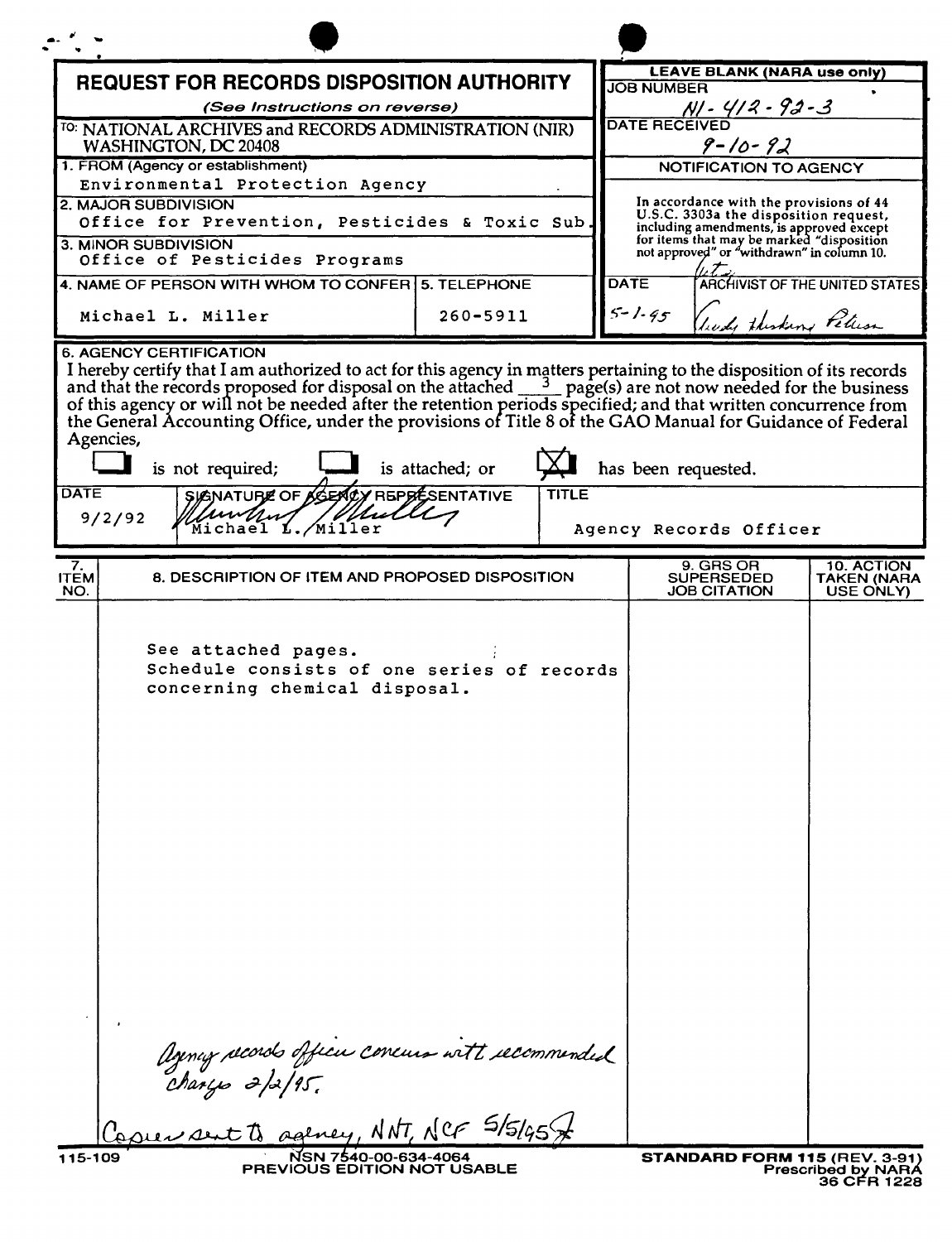# REQUEST FOR RECORDS DISPOSITION AUTHORITY

*(See Instructions on reverse)*

**LEAVE BLANK (NARA use only)**

JOB NUMBER: N1-412-92-3

DATE RECEIVED: 9-10-92

**NOTIFICATION TO AGENCY**

In accordance with the provisions of 44 U.S.C. 3303a the disposition request, including amendments, is approved except for items that may be marked "disposition not approved" or "withdrawn" in column 10.

DATE: 5-1-95

ARCHIVIST OF THE UNITED STATES: Trudy Huskamp Peterson

TO: NATIONAL ARCHIVES and RECORDS ADMINISTRATION (NIR) WASHINGTON, DC 20408

1. FROM (Agency or establishment): Environmental Protection Agency

2. MAJOR SUBDIVISION: Office for Prevention, Pesticides & Toxic Sub.

3. MINOR SUBDIVISION: Office of Pesticides Programs

4. NAME OF PERSON WITH WHOM TO CONFER: Michael L. Miller

5. TELEPHONE: 260-5911

## 6. AGENCY CERTIFICATION

I hereby certify that I am authorized to act for this agency in matters pertaining to the disposition of its records and that the records proposed for disposal on the attached 3 page(s) are not now needed for the business of this agency or will not be needed after the retention periods specified; and that written concurrence from the General Accounting Office, under the provisions of Title 8 of the GAO Manual for Guidance of Federal Agencies,

☐ is not required; ☐ is attached; or ☒ has been requested.

| DATE | SIGNATURE OF AGENCY REPRESENTATIVE | TITLE |
|---|---|---|
| 9/2/92 | Michael L. Miller | Agency Records Officer |

| 7. ITEM NO. | 8. DESCRIPTION OF ITEM AND PROPOSED DISPOSITION | 9. GRS OR SUPERSEDED JOB CITATION | 10. ACTION TAKEN (NARA USE ONLY) |
|---|---|---|---|
| | See attached pages. Schedule consists of one series of records concerning chemical disposal. | | |

Agency records officer concurs with recommended changes 2/2/95.

Copies sent to agency, NNT, NCF 5/5/95

115-109 NSN 7540-00-634-4064 PREVIOUS EDITION NOT USABLE

STANDARD FORM 115 (REV. 3-91) Prescribed by NARA 36 CFR 1228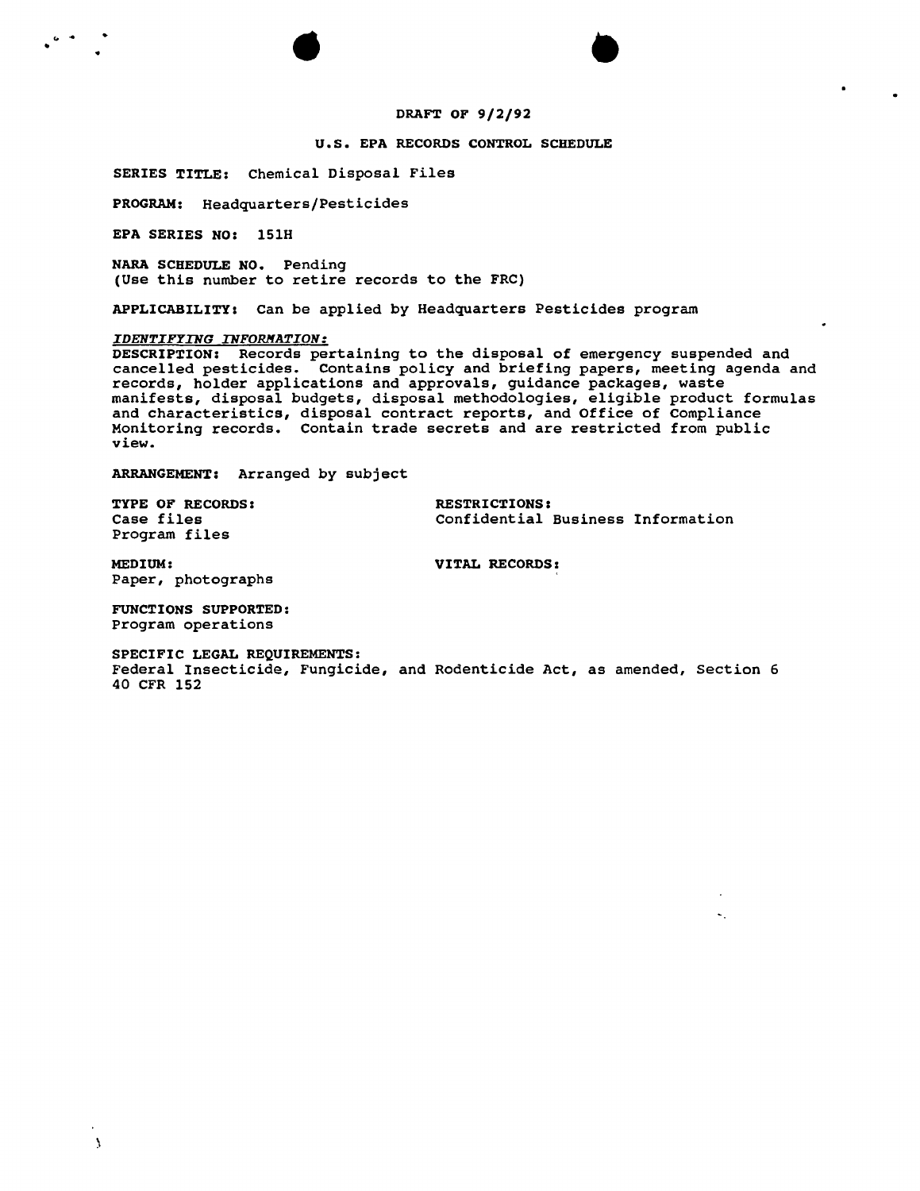DRAFT OF 9/2/92

U.S. EPA RECORDS CONTROL SCHEDULE

**SERIES TITLE:** Chemical Disposal Files

**PROGRAM:** Headquarters/Pesticides

**EPA SERIES NO:** 151H

**NARA SCHEDULE NO.** Pending
(Use this number to retire records to the FRC)

**APPLICABILITY:** Can be applied by Headquarters Pesticides program

*IDENTIFYING INFORMATION:*

**DESCRIPTION:** Records pertaining to the disposal of emergency suspended and cancelled pesticides. Contains policy and briefing papers, meeting agenda and records, holder applications and approvals, guidance packages, waste manifests, disposal budgets, disposal methodologies, eligible product formulas and characteristics, disposal contract reports, and Office of Compliance Monitoring records. Contain trade secrets and are restricted from public view.

**ARRANGEMENT:** Arranged by subject

**TYPE OF RECORDS:**
Case files
Program files

**RESTRICTIONS:**
Confidential Business Information

**MEDIUM:**
Paper, photographs

**VITAL RECORDS:**

**FUNCTIONS SUPPORTED:**
Program operations

**SPECIFIC LEGAL REQUIREMENTS:**
Federal Insecticide, Fungicide, and Rodenticide Act, as amended, Section 6
40 CFR 152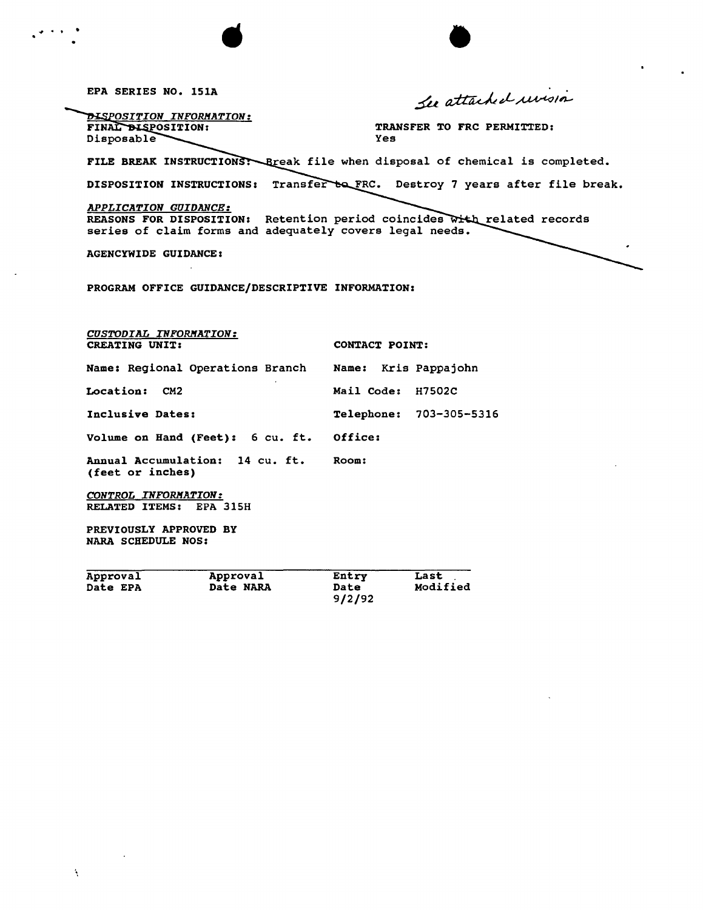EPA SERIES NO. 151A

*See attached revision*

*DISPOSITION INFORMATION:*

**FINAL DISPOSITION:** Disposable

**TRANSFER TO FRC PERMITTED:** Yes

**FILE BREAK INSTRUCTIONS:** Break file when disposal of chemical is completed.

**DISPOSITION INSTRUCTIONS:** Transfer to FRC. Destroy 7 years after file break.

*APPLICATION GUIDANCE:*

**REASONS FOR DISPOSITION:** Retention period coincides with related records series of claim forms and adequately covers legal needs.

**AGENCYWIDE GUIDANCE:**

**PROGRAM OFFICE GUIDANCE/DESCRIPTIVE INFORMATION:**

*CUSTODIAL INFORMATION:*

| CREATING UNIT: | CONTACT POINT: |
|---|---|
| Name: Regional Operations Branch | Name: Kris Pappajohn |
| Location: CM2 | Mail Code: H7502C |
| Inclusive Dates: | Telephone: 703-305-5316 |
| Volume on Hand (Feet): 6 cu. ft. | Office: |
| Annual Accumulation: 14 cu. ft. (feet or inches) | Room: |

*CONTROL INFORMATION:*

**RELATED ITEMS:** EPA 315H

**PREVIOUSLY APPROVED BY NARA SCHEDULE NOS:**

| Approval Date EPA | Approval Date NARA | Entry Date | Last Modified |
|---|---|---|---|
| | | 9/2/92 | |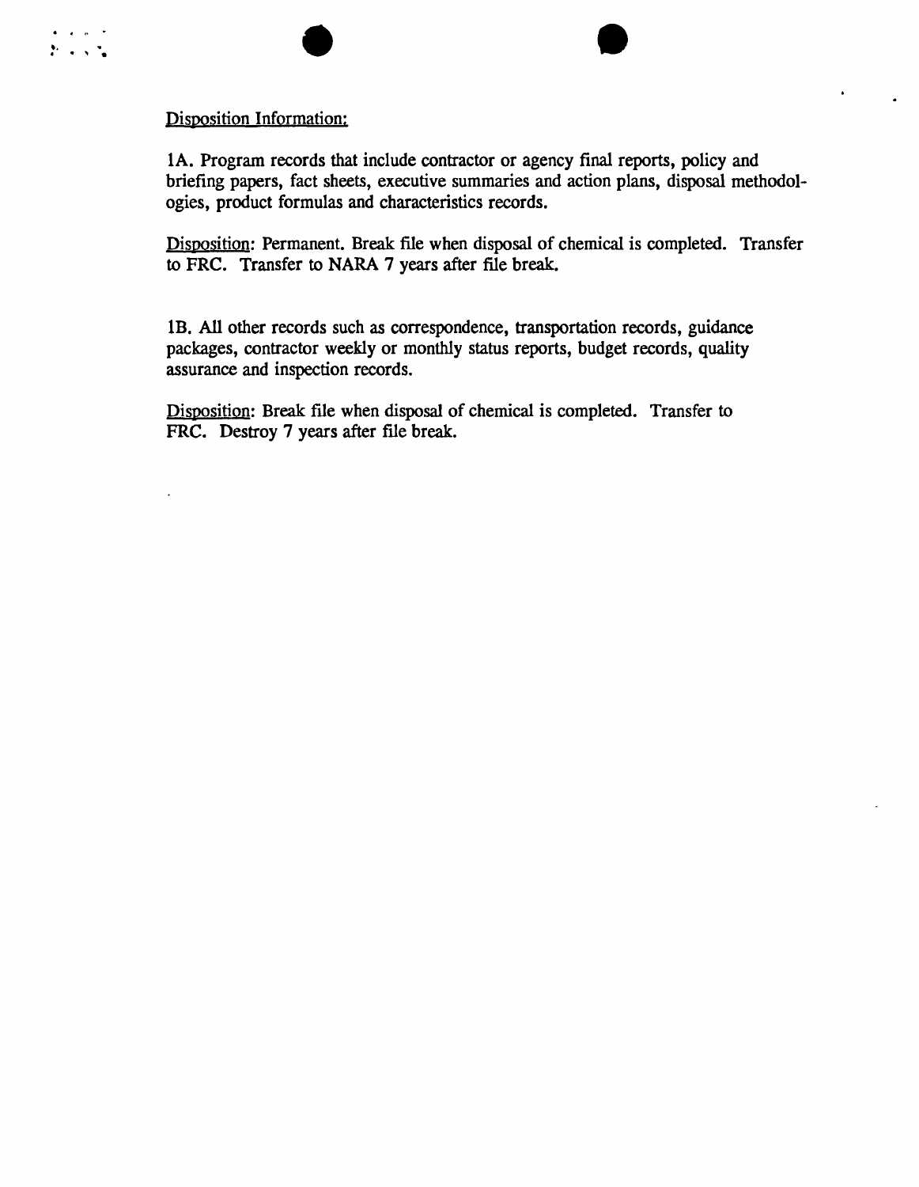Disposition Information:

1A. Program records that include contractor or agency final reports, policy and briefing papers, fact sheets, executive summaries and action plans, disposal methodologies, product formulas and characteristics records.

Disposition: Permanent. Break file when disposal of chemical is completed. Transfer to FRC. Transfer to NARA 7 years after file break.

1B. All other records such as correspondence, transportation records, guidance packages, contractor weekly or monthly status reports, budget records, quality assurance and inspection records.

Disposition: Break file when disposal of chemical is completed. Transfer to FRC. Destroy 7 years after file break.